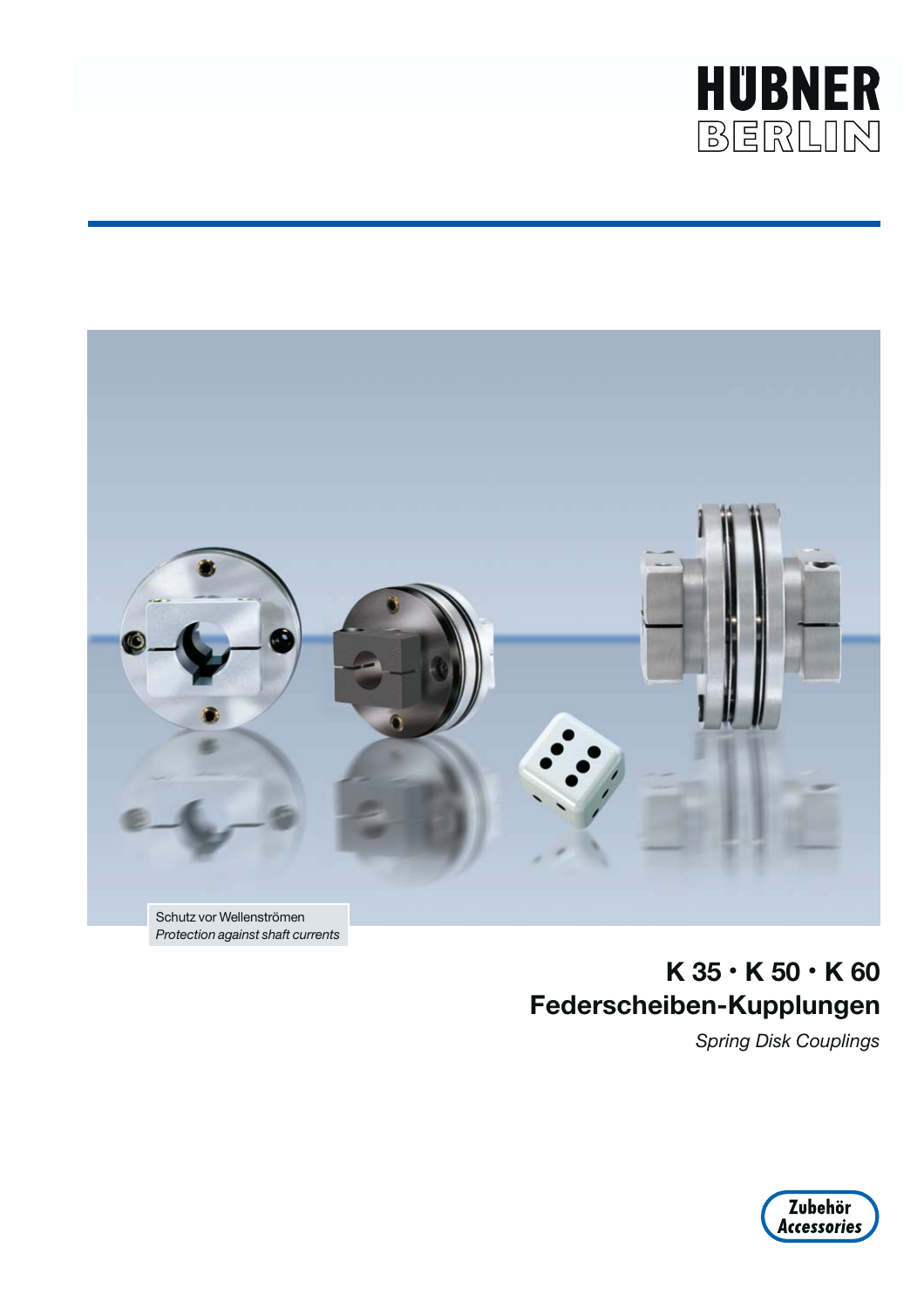HÜBNER
BERLIN

Schutz vor Wellenströmen
*Protection against shaft currents*

# K 35 • K 50 • K 60
# Federscheiben-Kupplungen

*Spring Disk Couplings*

Zubehör
*Accessories*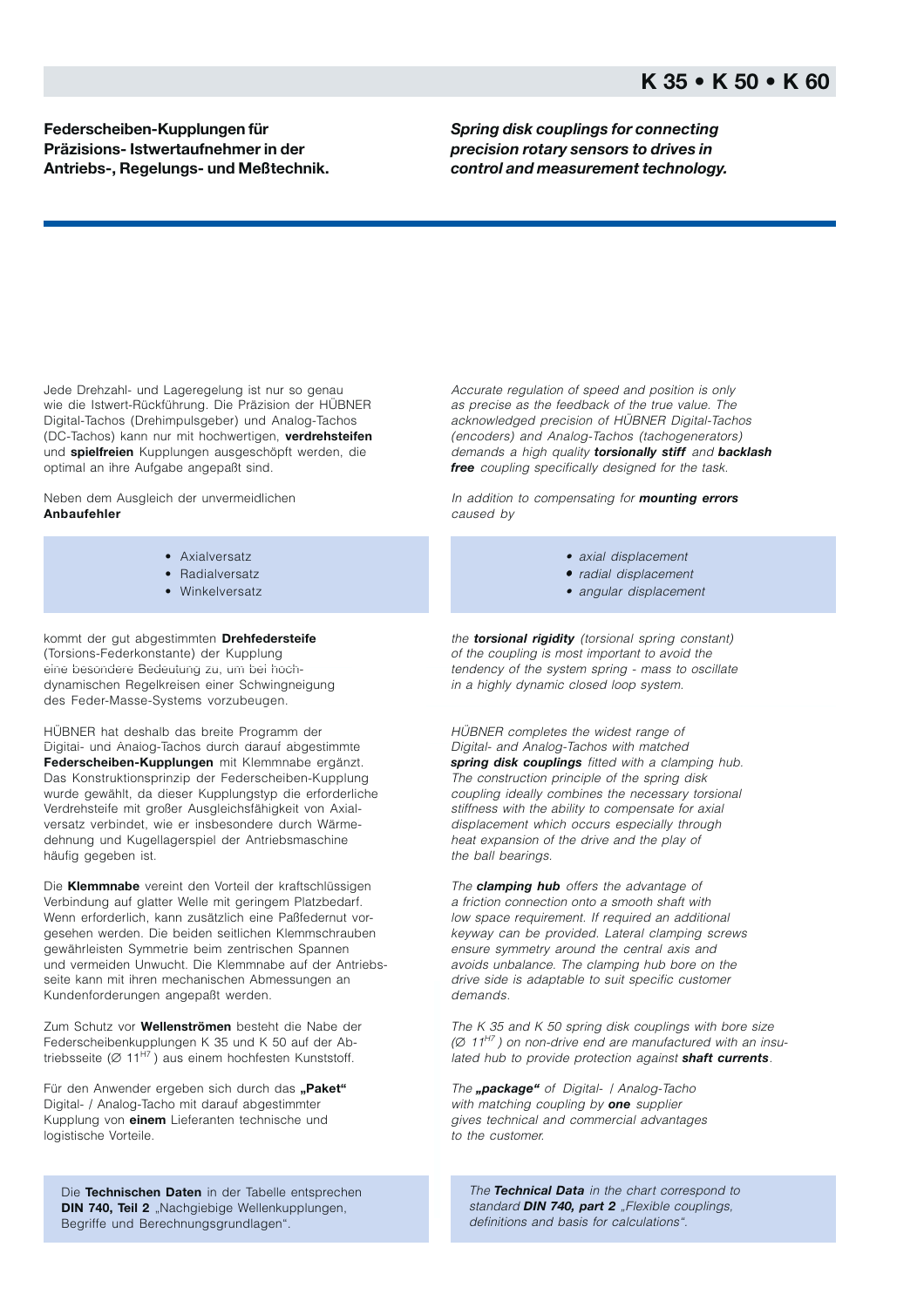# K 35 • K 50 • K 60

**Federscheiben-Kupplungen für Präzisions- Istwertaufnehmer in der Antriebs-, Regelungs- und Meßtechnik.**

***Spring disk couplings for connecting precision rotary sensors to drives in control and measurement technology.***

Jede Drehzahl- und Lageregelung ist nur so genau wie die Istwert-Rückführung. Die Präzision der HÜBNER Digital-Tachos (Drehimpulsgeber) und Analog-Tachos (DC-Tachos) kann nur mit hochwertigen, **verdrehsteifen** und **spielfreien** Kupplungen ausgeschöpft werden, die optimal an ihre Aufgabe angepaßt sind.

Neben dem Ausgleich der unvermeidlichen **Anbaufehler**

- Axialversatz
- Radialversatz
- Winkelversatz

kommt der gut abgestimmten **Drehfedersteife** (Torsions-Federkonstante) der Kupplung eine besondere Bedeutung zu, um bei hochdynamischen Regelkreisen einer Schwingneigung des Feder-Masse-Systems vorzubeugen.

HÜBNER hat deshalb das breite Programm der Digital- und Analog-Tachos durch darauf abgestimmte **Federscheiben-Kupplungen** mit Klemmnabe ergänzt. Das Konstruktionsprinzip der Federscheiben-Kupplung wurde gewählt, da dieser Kupplungstyp die erforderliche Verdrehsteife mit großer Ausgleichsfähigkeit von Axialversatz verbindet, wie er insbesondere durch Wärmedehnung und Kugellagerspiel der Antriebsmaschine häufig gegeben ist.

Die **Klemmnabe** vereint den Vorteil der kraftschlüssigen Verbindung auf glatter Welle mit geringem Platzbedarf. Wenn erforderlich, kann zusätzlich eine Paßfedernut vorgesehen werden. Die beiden seitlichen Klemmschrauben gewährleisten Symmetrie beim zentrischen Spannen und vermeiden Unwucht. Die Klemmnabe auf der Antriebsseite kann mit ihren mechanischen Abmessungen an Kundenforderungen angepaßt werden.

Zum Schutz vor **Wellenströmen** besteht die Nabe der Federscheibenkupplungen K 35 und K 50 auf der Abtriebsseite (∅ $11^{H7}$) aus einem hochfesten Kunststoff.

Für den Anwender ergeben sich durch das **„Paket"** Digital- / Analog-Tacho mit darauf abgestimmter Kupplung von **einem** Lieferanten technische und logistische Vorteile.

Die **Technischen Daten** in der Tabelle entsprechen **DIN 740, Teil 2** „Nachgiebige Wellenkupplungen, Begriffe und Berechnungsgrundlagen".

*Accurate regulation of speed and position is only as precise as the feedback of the true value. The acknowledged precision of HÜBNER Digital-Tachos (encoders) and Analog-Tachos (tachogenerators) demands a high quality **torsionally stiff** and **backlash free** coupling specifically designed for the task.*

*In addition to compensating for **mounting errors** caused by*

- *axial displacement*
- *radial displacement*
- *angular displacement*

*the **torsional rigidity** (torsional spring constant) of the coupling is most important to avoid the tendency of the system spring - mass to oscillate in a highly dynamic closed loop system.*

*HÜBNER completes the widest range of Digital- and Analog-Tachos with matched **spring disk couplings** fitted with a clamping hub. The construction principle of the spring disk coupling ideally combines the necessary torsional stiffness with the ability to compensate for axial displacement which occurs especially through heat expansion of the drive and the play of the ball bearings.*

*The **clamping hub** offers the advantage of a friction connection onto a smooth shaft with low space requirement. If required an additional keyway can be provided. Lateral clamping screws ensure symmetry around the central axis and avoids unbalance. The clamping hub bore on the drive side is adaptable to suit specific customer demands.*

*The K 35 and K 50 spring disk couplings with bore size (∅ $11^{H7}$) on non-drive end are manufactured with an insulated hub to provide protection against **shaft currents**.*

*The **„package"** of Digital- / Analog-Tacho with matching coupling by **one** supplier gives technical and commercial advantages to the customer.*

*The **Technical Data** in the chart correspond to standard **DIN 740, part 2** „Flexible couplings, definitions and basis for calculations".*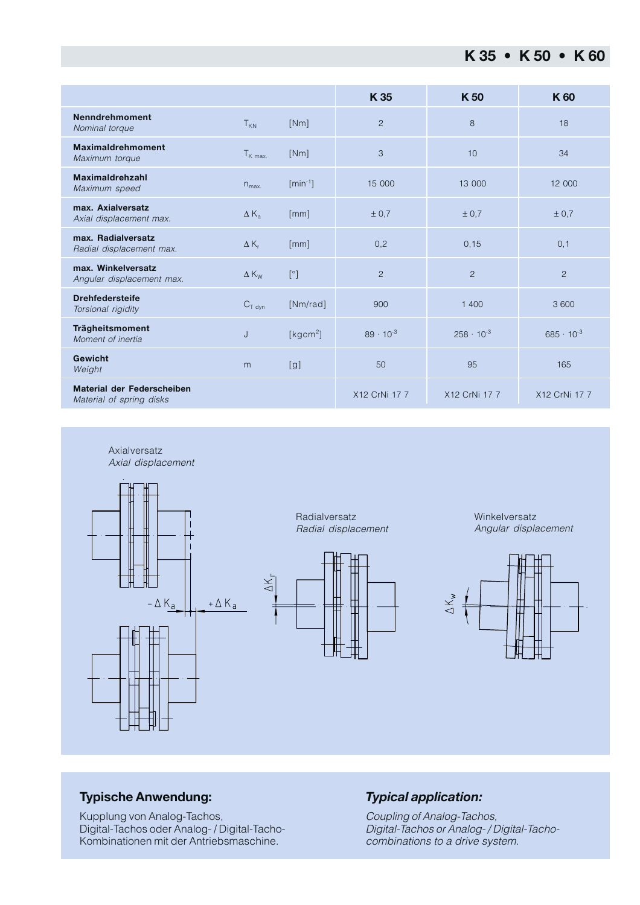# K 35 • K 50 • K 60

| | | | K 35 | K 50 | K 60 |
|---|---|---|---|---|---|
| **Nenndrehmoment** *Nominal torque* | $T_{KN}$ | [Nm] | 2 | 8 | 18 |
| **Maximaldrehmoment** *Maximum torque* | $T_{K\ max.}$ | [Nm] | 3 | 10 | 34 |
| **Maximaldrehzahl** *Maximum speed* | $n_{max.}$ | [min$^{-1}$] | 15 000 | 13 000 | 12 000 |
| **max. Axialversatz** *Axial displacement max.* | $\Delta K_a$ | [mm] | ± 0,7 | ± 0,7 | ± 0,7 |
| **max. Radialversatz** *Radial displacement max.* | $\Delta K_r$ | [mm] | 0,2 | 0,15 | 0,1 |
| **max. Winkelversatz** *Angular displacement max.* | $\Delta K_W$ | [°] | 2 | 2 | 2 |
| **Drehfedersteife** *Torsional rigidity* | $C_{T\ dyn}$ | [Nm/rad] | 900 | 1 400 | 3 600 |
| **Trägheitsmoment** *Moment of inertia* | J | [kgcm$^2$] | $89 \cdot 10^{-3}$ | $258 \cdot 10^{-3}$ | $685 \cdot 10^{-3}$ |
| **Gewicht** *Weight* | m | [g] | 50 | 95 | 165 |
| **Material der Federscheiben** *Material of spring disks* | | | X12 CrNi 17 7 | X12 CrNi 17 7 | X12 CrNi 17 7 |

Axialversatz
*Axial displacement*

$-\Delta K_a$ $+\Delta K_a$

Radialversatz
*Radial displacement*

$\Delta K_r$

Winkelversatz
*Angular displacement*

$\Delta K_w$

## Typische Anwendung:

Kupplung von Analog-Tachos, Digital-Tachos oder Analog- / Digital-Tacho-Kombinationen mit der Antriebsmaschine.

## *Typical application:*

*Coupling of Analog-Tachos, Digital-Tachos or Analog- / Digital-Tacho-combinations to a drive system.*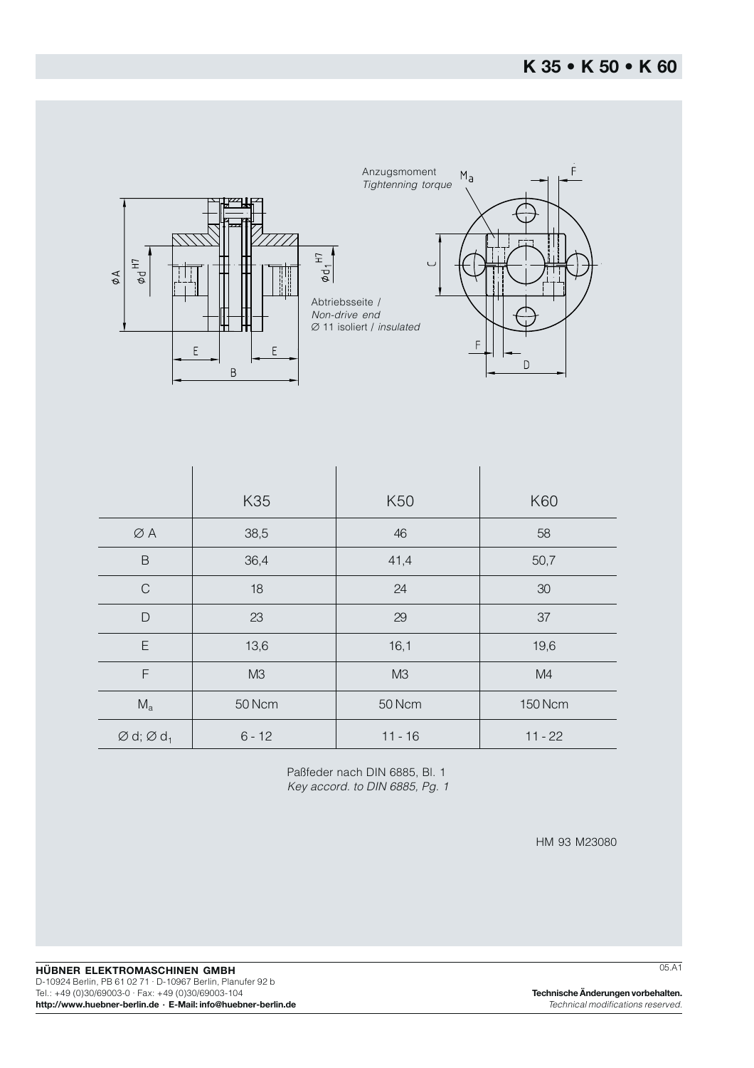# K 35 • K 50 • K 60

Anzugsmoment
*Tightenning torque*

Abtriebsseite /
*Non-drive end*
Ø 11 isoliert / *insulated*

| | K35 | K50 | K60 |
|---|---|---|---|
| Ø A | 38,5 | 46 | 58 |
| B | 36,4 | 41,4 | 50,7 |
| C | 18 | 24 | 30 |
| D | 23 | 29 | 37 |
| E | 13,6 | 16,1 | 19,6 |
| F | M3 | M3 | M4 |
| $M_a$ | 50 Ncm | 50 Ncm | 150 Ncm |
| Ø d; Ø $d_1$ | 6 - 12 | 11 - 16 | 11 - 22 |

Paßfeder nach DIN 6885, Bl. 1
*Key accord. to DIN 6885, Pg. 1*

HM 93 M23080

**HÜBNER ELEKTROMASCHINEN GMBH**
D-10924 Berlin, PB 61 02 71 · D-10967 Berlin, Planufer 92 b
Tel.: +49 (0)30/69003-0 · Fax: +49 (0)30/69003-104
**http://www.huebner-berlin.de · E-Mail: info@huebner-berlin.de**

05.A1

**Technische Änderungen vorbehalten.**
*Technical modifications reserved.*